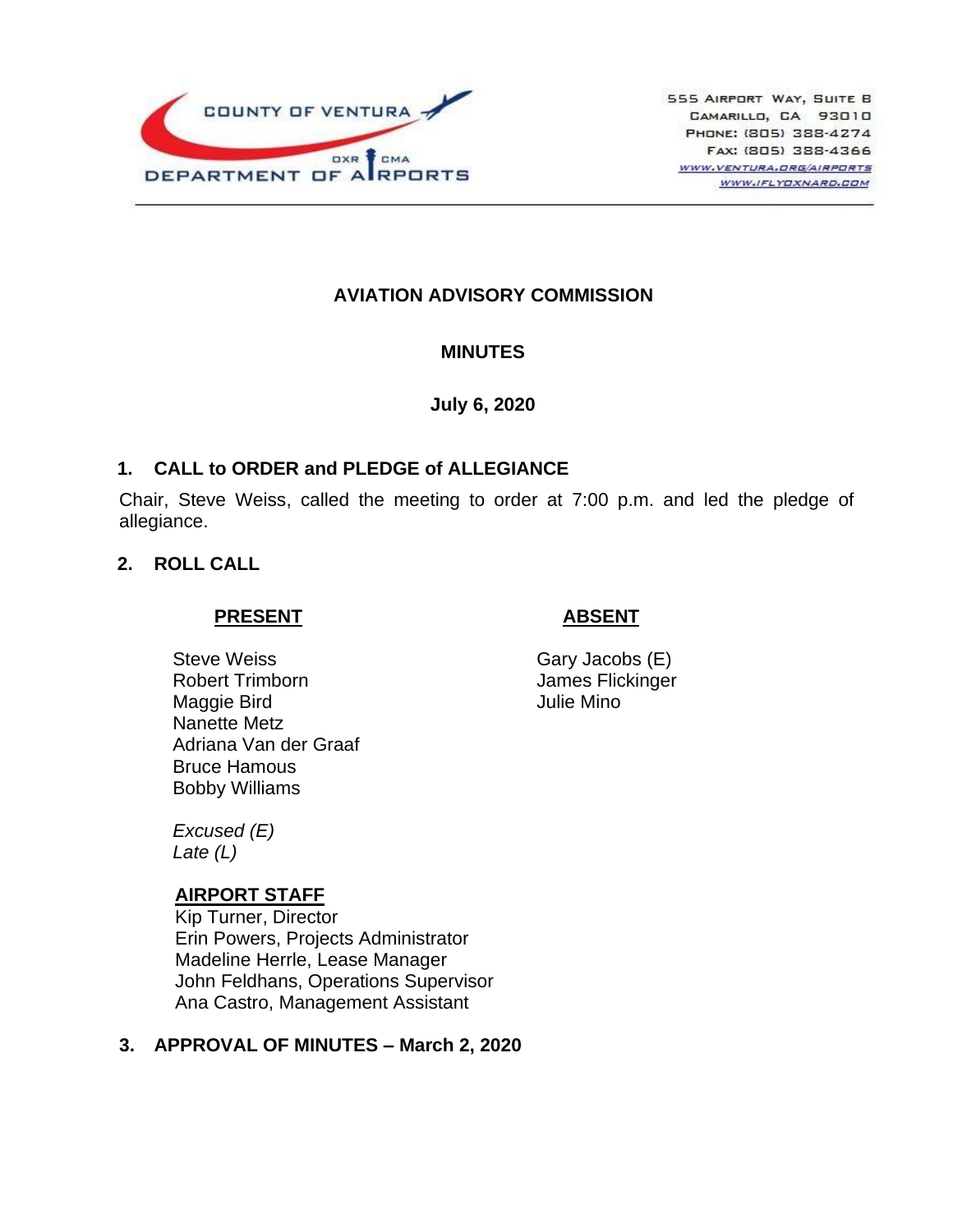COUNTY OF VENTURA
DEPARTMENT OF AIRPORTS
OXR CMA

555 Airport Way, Suite B
Camarillo, CA 93010
Phone: (805) 388-4274
Fax: (805) 388-4366
www.ventura.org/airports
www.iflyoxnard.com

# AVIATION ADVISORY COMMISSION

## MINUTES

**July 6, 2020**

### 1. CALL to ORDER and PLEDGE of ALLEGIANCE

Chair, Steve Weiss, called the meeting to order at 7:00 p.m. and led the pledge of allegiance.

### 2. ROLL CALL

| PRESENT | ABSENT |
|---|---|
| Steve Weiss | Gary Jacobs (E) |
| Robert Trimborn | James Flickinger |
| Maggie Bird | Julie Mino |
| Nanette Metz | |
| Adriana Van der Graaf | |
| Bruce Hamous | |
| Bobby Williams | |

*Excused (E)*
*Late (L)*

**AIRPORT STAFF**

Kip Turner, Director
Erin Powers, Projects Administrator
Madeline Herrle, Lease Manager
John Feldhans, Operations Supervisor
Ana Castro, Management Assistant

### 3. APPROVAL OF MINUTES – March 2, 2020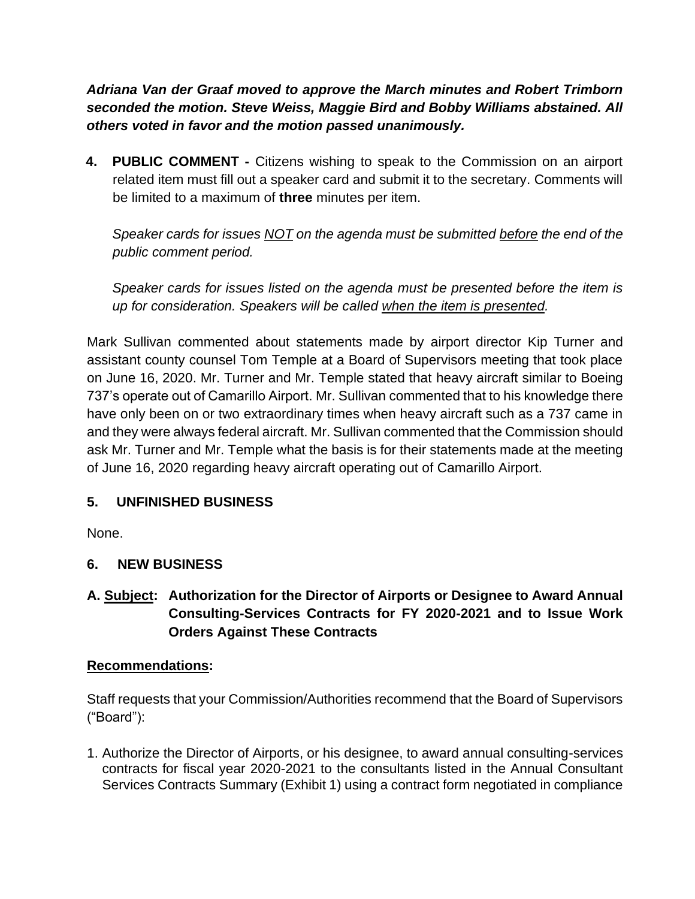***Adriana Van der Graaf moved to approve the March minutes and Robert Trimborn seconded the motion. Steve Weiss, Maggie Bird and Bobby Williams abstained. All others voted in favor and the motion passed unanimously.***

**4. PUBLIC COMMENT -** Citizens wishing to speak to the Commission on an airport related item must fill out a speaker card and submit it to the secretary. Comments will be limited to a maximum of **three** minutes per item.

*Speaker cards for issues <u>NOT</u> on the agenda must be submitted <u>before</u> the end of the public comment period.*

*Speaker cards for issues listed on the agenda must be presented before the item is up for consideration. Speakers will be called <u>when the item is presented</u>.*

Mark Sullivan commented about statements made by airport director Kip Turner and assistant county counsel Tom Temple at a Board of Supervisors meeting that took place on June 16, 2020. Mr. Turner and Mr. Temple stated that heavy aircraft similar to Boeing 737's operate out of Camarillo Airport. Mr. Sullivan commented that to his knowledge there have only been on or two extraordinary times when heavy aircraft such as a 737 came in and they were always federal aircraft. Mr. Sullivan commented that the Commission should ask Mr. Turner and Mr. Temple what the basis is for their statements made at the meeting of June 16, 2020 regarding heavy aircraft operating out of Camarillo Airport.

## 5. UNFINISHED BUSINESS

None.

## 6. NEW BUSINESS

**A. <u>Subject</u>: Authorization for the Director of Airports or Designee to Award Annual Consulting-Services Contracts for FY 2020-2021 and to Issue Work Orders Against These Contracts**

**<u>Recommendations</u>:**

Staff requests that your Commission/Authorities recommend that the Board of Supervisors ("Board"):

1. Authorize the Director of Airports, or his designee, to award annual consulting-services contracts for fiscal year 2020-2021 to the consultants listed in the Annual Consultant Services Contracts Summary (Exhibit 1) using a contract form negotiated in compliance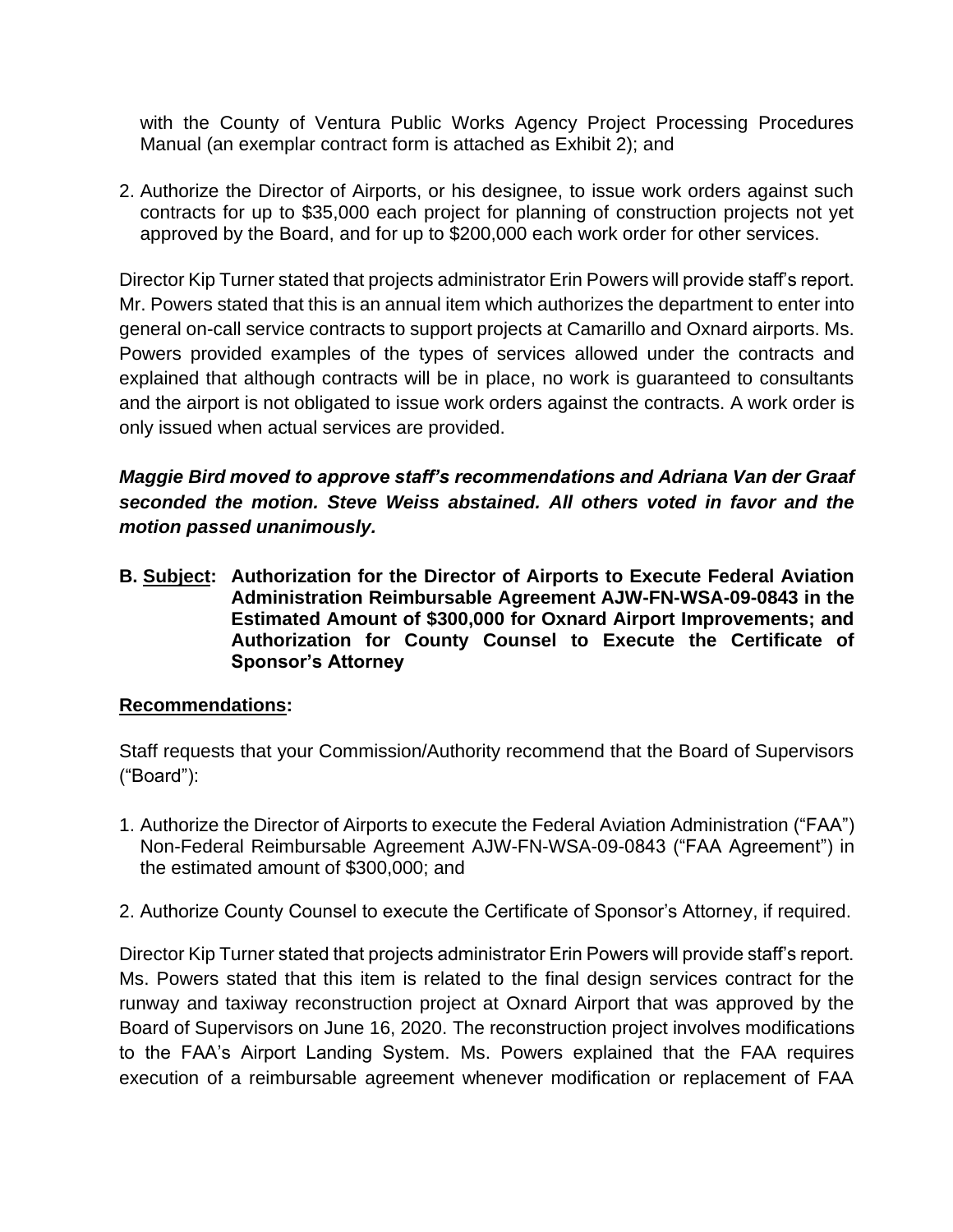with the County of Ventura Public Works Agency Project Processing Procedures Manual (an exemplar contract form is attached as Exhibit 2); and

2. Authorize the Director of Airports, or his designee, to issue work orders against such contracts for up to $35,000 each project for planning of construction projects not yet approved by the Board, and for up to $200,000 each work order for other services.

Director Kip Turner stated that projects administrator Erin Powers will provide staff's report. Mr. Powers stated that this is an annual item which authorizes the department to enter into general on-call service contracts to support projects at Camarillo and Oxnard airports. Ms. Powers provided examples of the types of services allowed under the contracts and explained that although contracts will be in place, no work is guaranteed to consultants and the airport is not obligated to issue work orders against the contracts. A work order is only issued when actual services are provided.

***Maggie Bird moved to approve staff's recommendations and Adriana Van der Graaf seconded the motion. Steve Weiss abstained. All others voted in favor and the motion passed unanimously.***

**B. Subject: Authorization for the Director of Airports to Execute Federal Aviation Administration Reimbursable Agreement AJW-FN-WSA-09-0843 in the Estimated Amount of $300,000 for Oxnard Airport Improvements; and Authorization for County Counsel to Execute the Certificate of Sponsor's Attorney**

**Recommendations:**

Staff requests that your Commission/Authority recommend that the Board of Supervisors ("Board"):

1. Authorize the Director of Airports to execute the Federal Aviation Administration ("FAA") Non-Federal Reimbursable Agreement AJW-FN-WSA-09-0843 ("FAA Agreement") in the estimated amount of $300,000; and

2. Authorize County Counsel to execute the Certificate of Sponsor's Attorney, if required.

Director Kip Turner stated that projects administrator Erin Powers will provide staff's report. Ms. Powers stated that this item is related to the final design services contract for the runway and taxiway reconstruction project at Oxnard Airport that was approved by the Board of Supervisors on June 16, 2020. The reconstruction project involves modifications to the FAA's Airport Landing System. Ms. Powers explained that the FAA requires execution of a reimbursable agreement whenever modification or replacement of FAA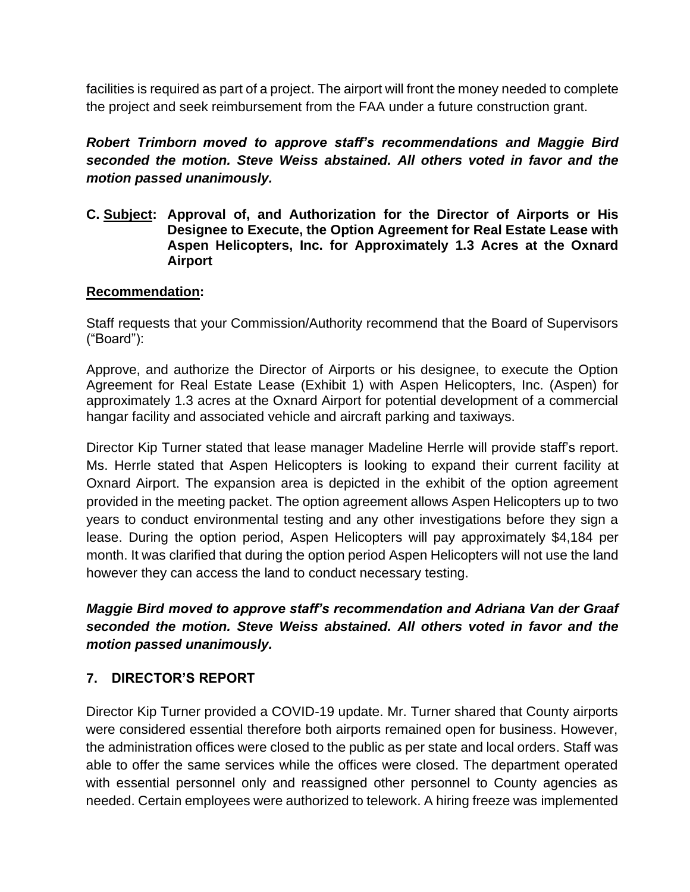facilities is required as part of a project. The airport will front the money needed to complete the project and seek reimbursement from the FAA under a future construction grant.

***Robert Trimborn moved to approve staff's recommendations and Maggie Bird seconded the motion. Steve Weiss abstained. All others voted in favor and the motion passed unanimously.***

**C. <u>Subject</u>: Approval of, and Authorization for the Director of Airports or His Designee to Execute, the Option Agreement for Real Estate Lease with Aspen Helicopters, Inc. for Approximately 1.3 Acres at the Oxnard Airport**

**<u>Recommendation</u>:**

Staff requests that your Commission/Authority recommend that the Board of Supervisors ("Board"):

Approve, and authorize the Director of Airports or his designee, to execute the Option Agreement for Real Estate Lease (Exhibit 1) with Aspen Helicopters, Inc. (Aspen) for approximately 1.3 acres at the Oxnard Airport for potential development of a commercial hangar facility and associated vehicle and aircraft parking and taxiways.

Director Kip Turner stated that lease manager Madeline Herrle will provide staff's report. Ms. Herrle stated that Aspen Helicopters is looking to expand their current facility at Oxnard Airport. The expansion area is depicted in the exhibit of the option agreement provided in the meeting packet. The option agreement allows Aspen Helicopters up to two years to conduct environmental testing and any other investigations before they sign a lease. During the option period, Aspen Helicopters will pay approximately $4,184 per month. It was clarified that during the option period Aspen Helicopters will not use the land however they can access the land to conduct necessary testing.

***Maggie Bird moved to approve staff's recommendation and Adriana Van der Graaf seconded the motion. Steve Weiss abstained. All others voted in favor and the motion passed unanimously.***

## 7. DIRECTOR'S REPORT

Director Kip Turner provided a COVID-19 update. Mr. Turner shared that County airports were considered essential therefore both airports remained open for business. However, the administration offices were closed to the public as per state and local orders. Staff was able to offer the same services while the offices were closed. The department operated with essential personnel only and reassigned other personnel to County agencies as needed. Certain employees were authorized to telework. A hiring freeze was implemented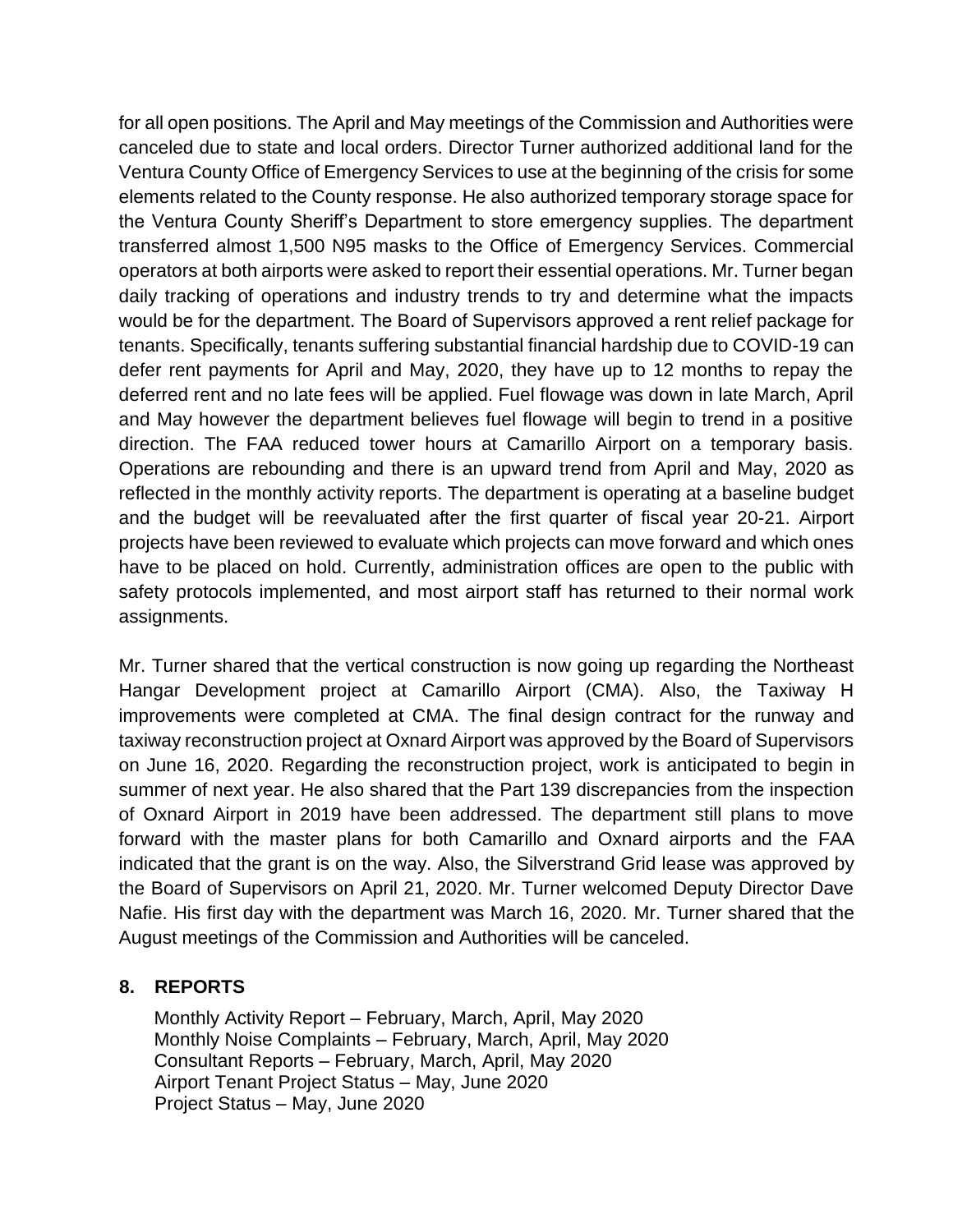for all open positions. The April and May meetings of the Commission and Authorities were canceled due to state and local orders. Director Turner authorized additional land for the Ventura County Office of Emergency Services to use at the beginning of the crisis for some elements related to the County response. He also authorized temporary storage space for the Ventura County Sheriff's Department to store emergency supplies. The department transferred almost 1,500 N95 masks to the Office of Emergency Services. Commercial operators at both airports were asked to report their essential operations. Mr. Turner began daily tracking of operations and industry trends to try and determine what the impacts would be for the department. The Board of Supervisors approved a rent relief package for tenants. Specifically, tenants suffering substantial financial hardship due to COVID-19 can defer rent payments for April and May, 2020, they have up to 12 months to repay the deferred rent and no late fees will be applied. Fuel flowage was down in late March, April and May however the department believes fuel flowage will begin to trend in a positive direction. The FAA reduced tower hours at Camarillo Airport on a temporary basis. Operations are rebounding and there is an upward trend from April and May, 2020 as reflected in the monthly activity reports. The department is operating at a baseline budget and the budget will be reevaluated after the first quarter of fiscal year 20-21. Airport projects have been reviewed to evaluate which projects can move forward and which ones have to be placed on hold. Currently, administration offices are open to the public with safety protocols implemented, and most airport staff has returned to their normal work assignments.

Mr. Turner shared that the vertical construction is now going up regarding the Northeast Hangar Development project at Camarillo Airport (CMA). Also, the Taxiway H improvements were completed at CMA. The final design contract for the runway and taxiway reconstruction project at Oxnard Airport was approved by the Board of Supervisors on June 16, 2020. Regarding the reconstruction project, work is anticipated to begin in summer of next year. He also shared that the Part 139 discrepancies from the inspection of Oxnard Airport in 2019 have been addressed. The department still plans to move forward with the master plans for both Camarillo and Oxnard airports and the FAA indicated that the grant is on the way. Also, the Silverstrand Grid lease was approved by the Board of Supervisors on April 21, 2020. Mr. Turner welcomed Deputy Director Dave Nafie. His first day with the department was March 16, 2020. Mr. Turner shared that the August meetings of the Commission and Authorities will be canceled.

## 8. REPORTS

Monthly Activity Report – February, March, April, May 2020
Monthly Noise Complaints – February, March, April, May 2020
Consultant Reports – February, March, April, May 2020
Airport Tenant Project Status – May, June 2020
Project Status – May, June 2020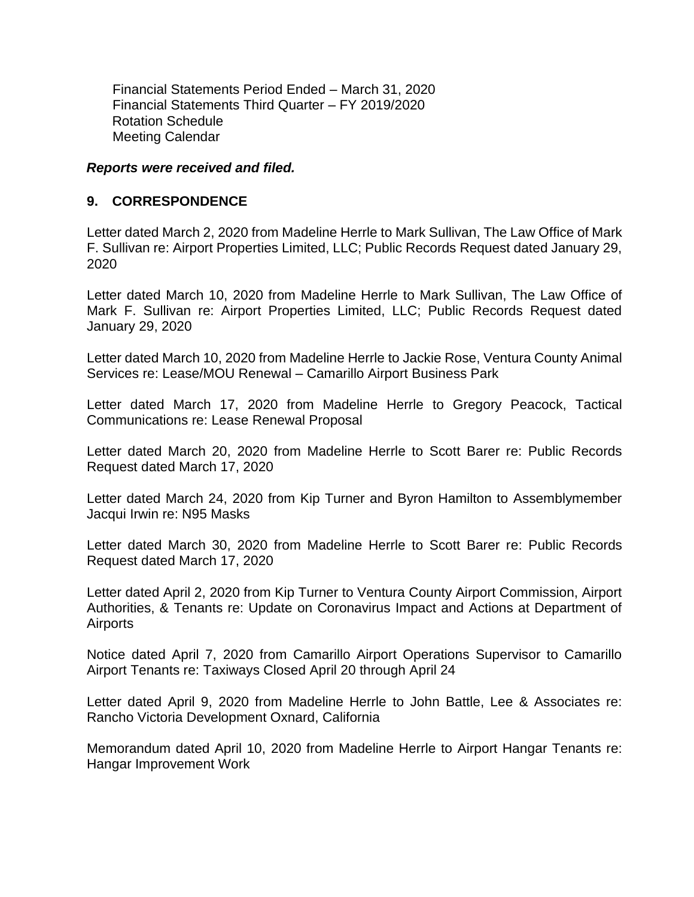Financial Statements Period Ended – March 31, 2020
Financial Statements Third Quarter – FY 2019/2020
Rotation Schedule
Meeting Calendar

***Reports were received and filed.***

## 9. CORRESPONDENCE

Letter dated March 2, 2020 from Madeline Herrle to Mark Sullivan, The Law Office of Mark F. Sullivan re: Airport Properties Limited, LLC; Public Records Request dated January 29, 2020

Letter dated March 10, 2020 from Madeline Herrle to Mark Sullivan, The Law Office of Mark F. Sullivan re: Airport Properties Limited, LLC; Public Records Request dated January 29, 2020

Letter dated March 10, 2020 from Madeline Herrle to Jackie Rose, Ventura County Animal Services re: Lease/MOU Renewal – Camarillo Airport Business Park

Letter dated March 17, 2020 from Madeline Herrle to Gregory Peacock, Tactical Communications re: Lease Renewal Proposal

Letter dated March 20, 2020 from Madeline Herrle to Scott Barer re: Public Records Request dated March 17, 2020

Letter dated March 24, 2020 from Kip Turner and Byron Hamilton to Assemblymember Jacqui Irwin re: N95 Masks

Letter dated March 30, 2020 from Madeline Herrle to Scott Barer re: Public Records Request dated March 17, 2020

Letter dated April 2, 2020 from Kip Turner to Ventura County Airport Commission, Airport Authorities, & Tenants re: Update on Coronavirus Impact and Actions at Department of Airports

Notice dated April 7, 2020 from Camarillo Airport Operations Supervisor to Camarillo Airport Tenants re: Taxiways Closed April 20 through April 24

Letter dated April 9, 2020 from Madeline Herrle to John Battle, Lee & Associates re: Rancho Victoria Development Oxnard, California

Memorandum dated April 10, 2020 from Madeline Herrle to Airport Hangar Tenants re: Hangar Improvement Work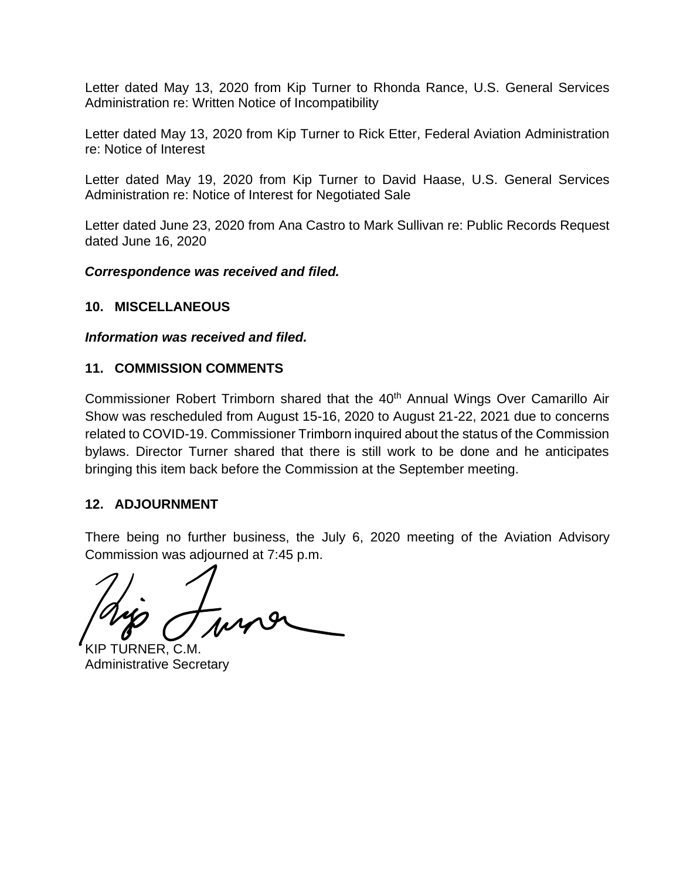Letter dated May 13, 2020 from Kip Turner to Rhonda Rance, U.S. General Services Administration re: Written Notice of Incompatibility

Letter dated May 13, 2020 from Kip Turner to Rick Etter, Federal Aviation Administration re: Notice of Interest

Letter dated May 19, 2020 from Kip Turner to David Haase, U.S. General Services Administration re: Notice of Interest for Negotiated Sale

Letter dated June 23, 2020 from Ana Castro to Mark Sullivan re: Public Records Request dated June 16, 2020

***Correspondence was received and filed.***

## 10. MISCELLANEOUS

***Information was received and filed.***

## 11. COMMISSION COMMENTS

Commissioner Robert Trimborn shared that the 40th Annual Wings Over Camarillo Air Show was rescheduled from August 15-16, 2020 to August 21-22, 2021 due to concerns related to COVID-19. Commissioner Trimborn inquired about the status of the Commission bylaws. Director Turner shared that there is still work to be done and he anticipates bringing this item back before the Commission at the September meeting.

## 12. ADJOURNMENT

There being no further business, the July 6, 2020 meeting of the Aviation Advisory Commission was adjourned at 7:45 p.m.

KIP TURNER, C.M.
Administrative Secretary